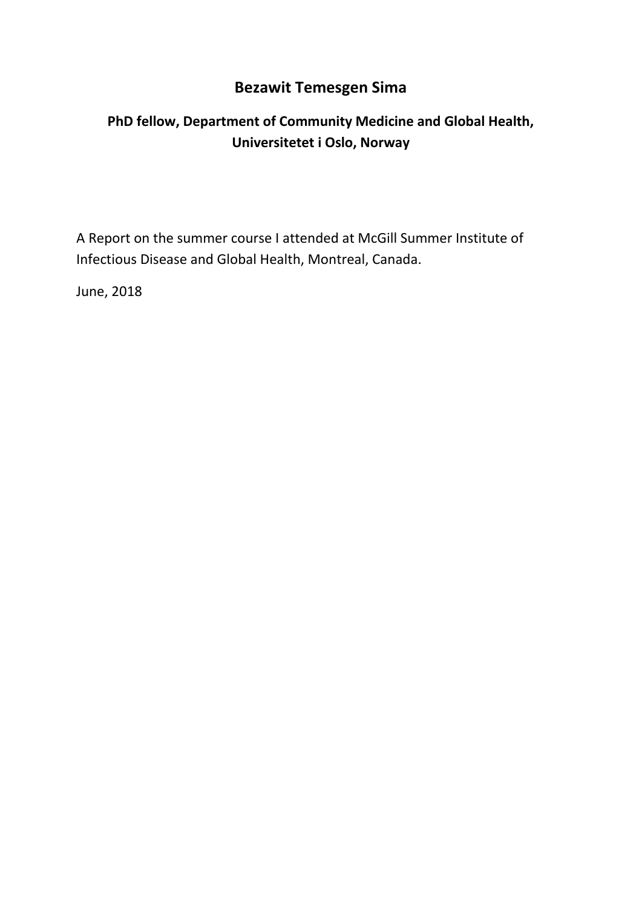# Bezawit Temesgen Sima

## PhD fellow, Department of Community Medicine and Global Health, Universitetet i Oslo, Norway

A Report on the summer course I attended at McGill Summer Institute of Infectious Disease and Global Health, Montreal, Canada.

June, 2018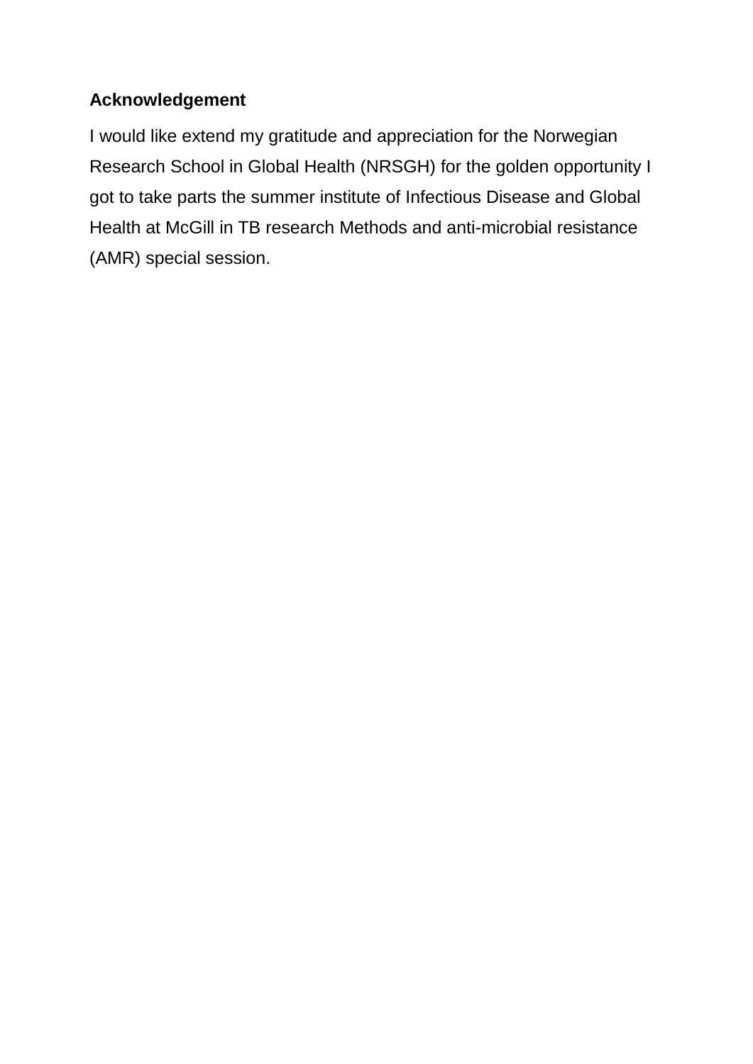**Acknowledgement**

I would like extend my gratitude and appreciation for the Norwegian Research School in Global Health (NRSGH) for the golden opportunity I got to take parts the summer institute of Infectious Disease and Global Health at McGill in TB research Methods and anti-microbial resistance (AMR) special session.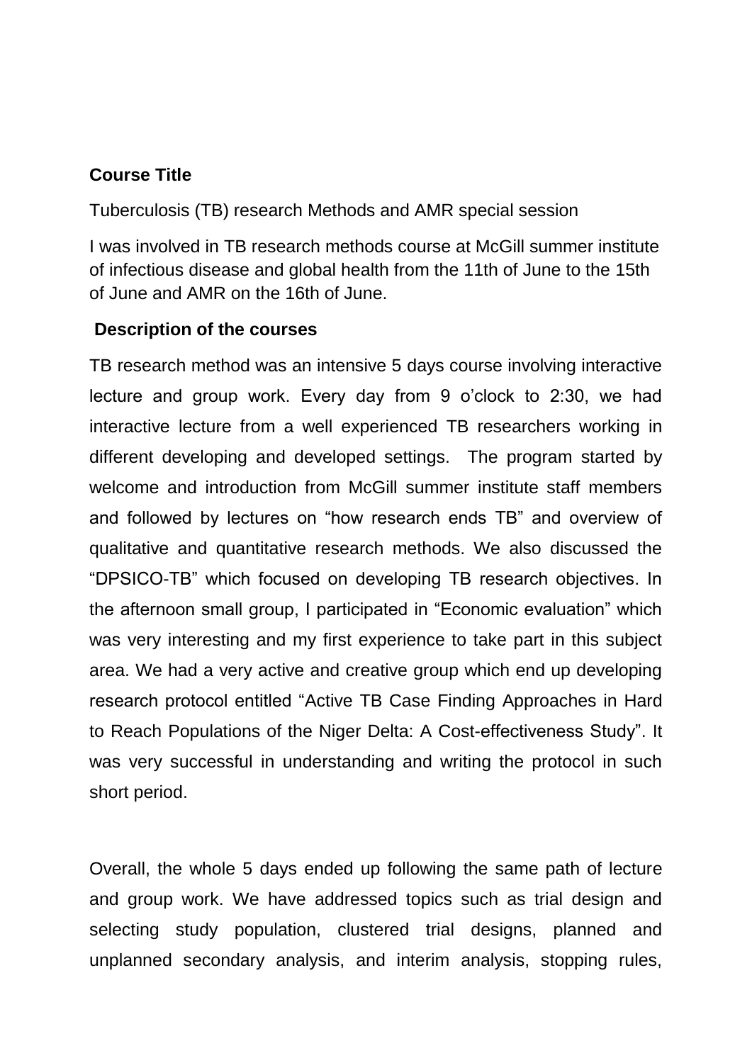**Course Title**

Tuberculosis (TB) research Methods and AMR special session

I was involved in TB research methods course at McGill summer institute of infectious disease and global health from the 11th of June to the 15th of June and AMR on the 16th of June.

**Description of the courses**

TB research method was an intensive 5 days course involving interactive lecture and group work. Every day from 9 o'clock to 2:30, we had interactive lecture from a well experienced TB researchers working in different developing and developed settings. The program started by welcome and introduction from McGill summer institute staff members and followed by lectures on "how research ends TB" and overview of qualitative and quantitative research methods. We also discussed the "DPSICO-TB" which focused on developing TB research objectives. In the afternoon small group, I participated in "Economic evaluation" which was very interesting and my first experience to take part in this subject area. We had a very active and creative group which end up developing research protocol entitled "Active TB Case Finding Approaches in Hard to Reach Populations of the Niger Delta: A Cost-effectiveness Study". It was very successful in understanding and writing the protocol in such short period.

Overall, the whole 5 days ended up following the same path of lecture and group work. We have addressed topics such as trial design and selecting study population, clustered trial designs, planned and unplanned secondary analysis, and interim analysis, stopping rules,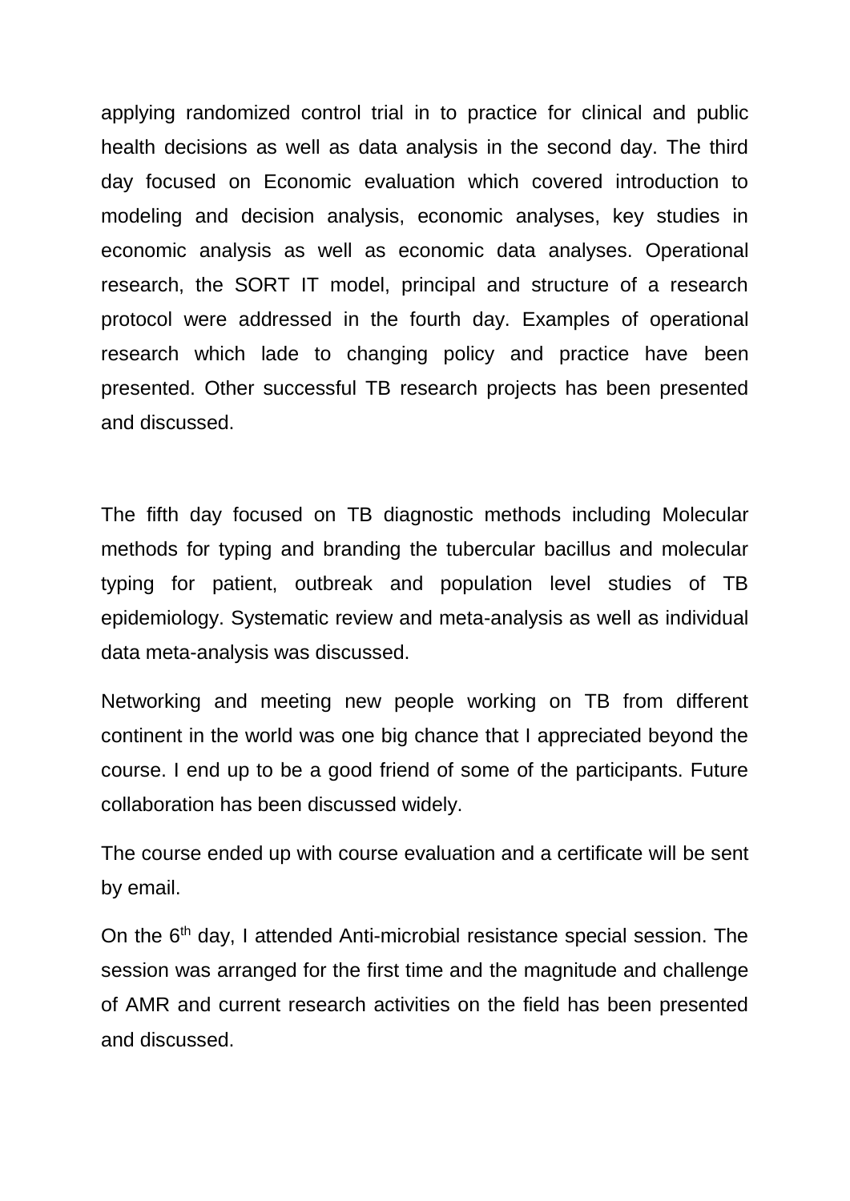applying randomized control trial in to practice for clinical and public health decisions as well as data analysis in the second day. The third day focused on Economic evaluation which covered introduction to modeling and decision analysis, economic analyses, key studies in economic analysis as well as economic data analyses. Operational research, the SORT IT model, principal and structure of a research protocol were addressed in the fourth day. Examples of operational research which lade to changing policy and practice have been presented. Other successful TB research projects has been presented and discussed.

The fifth day focused on TB diagnostic methods including Molecular methods for typing and branding the tubercular bacillus and molecular typing for patient, outbreak and population level studies of TB epidemiology. Systematic review and meta-analysis as well as individual data meta-analysis was discussed.

Networking and meeting new people working on TB from different continent in the world was one big chance that I appreciated beyond the course. I end up to be a good friend of some of the participants. Future collaboration has been discussed widely.

The course ended up with course evaluation and a certificate will be sent by email.

On the 6th day, I attended Anti-microbial resistance special session. The session was arranged for the first time and the magnitude and challenge of AMR and current research activities on the field has been presented and discussed.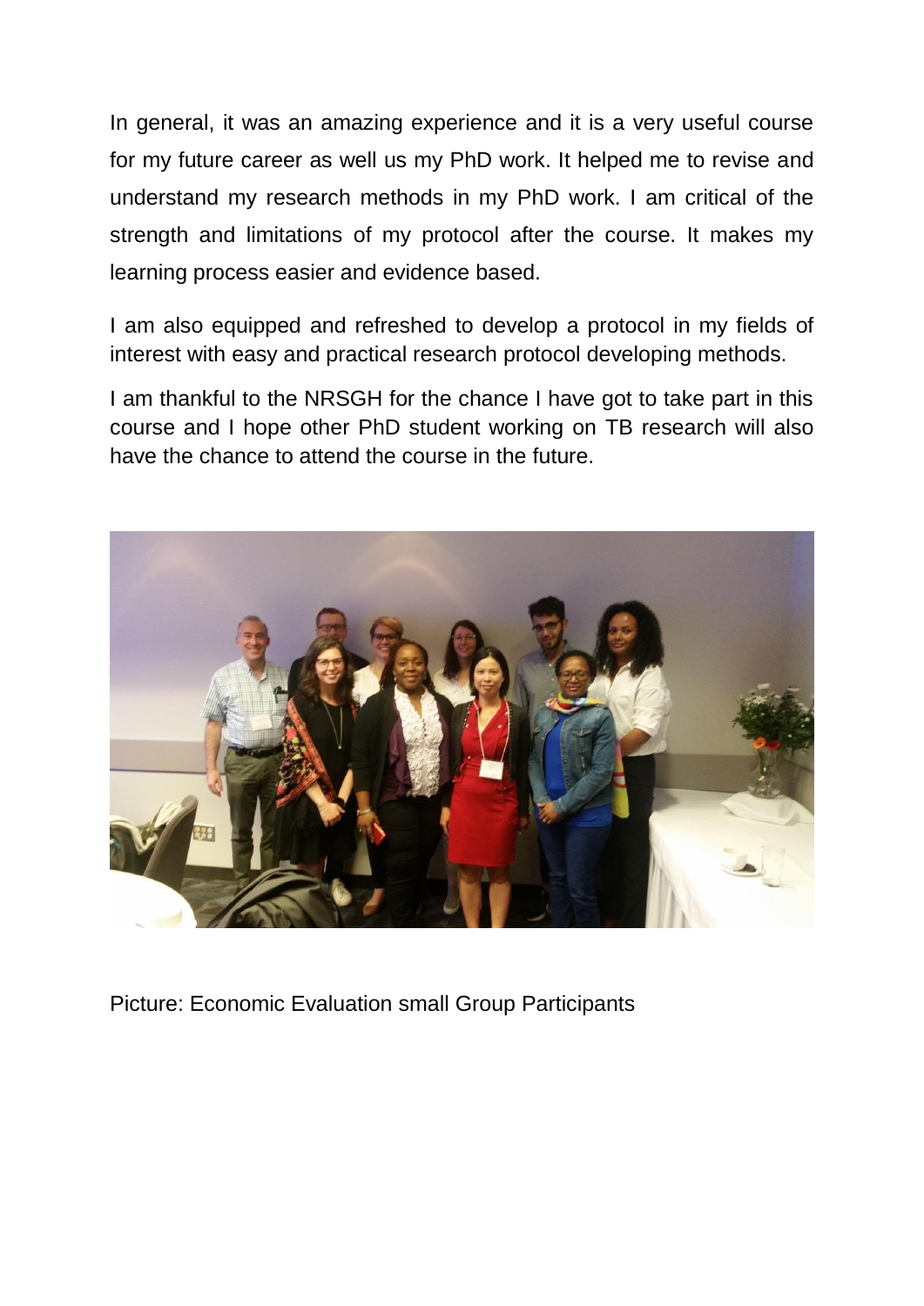In general, it was an amazing experience and it is a very useful course for my future career as well us my PhD work. It helped me to revise and understand my research methods in my PhD work. I am critical of the strength and limitations of my protocol after the course. It makes my learning process easier and evidence based.

I am also equipped and refreshed to develop a protocol in my fields of interest with easy and practical research protocol developing methods.

I am thankful to the NRSGH for the chance I have got to take part in this course and I hope other PhD student working on TB research will also have the chance to attend the course in the future.

Picture: Economic Evaluation small Group Participants